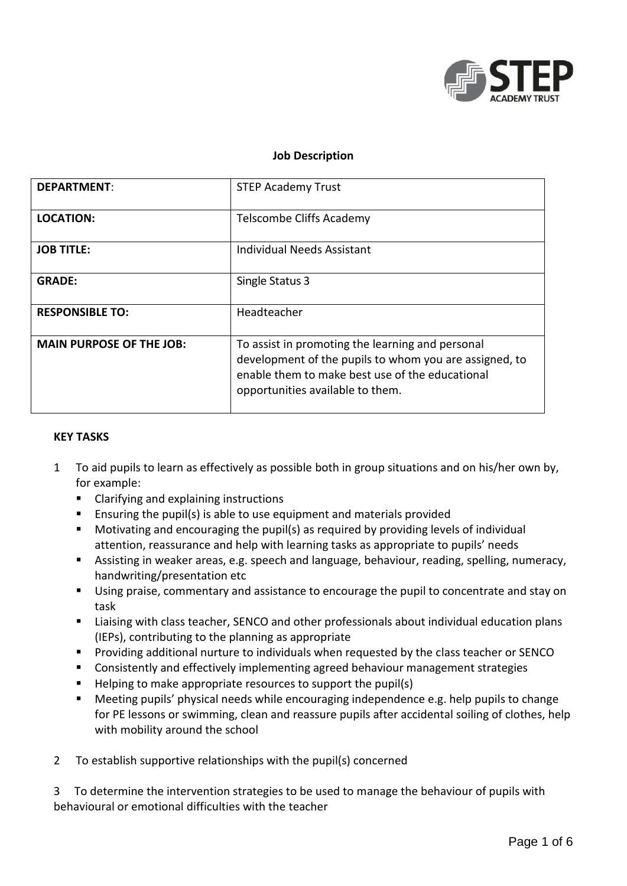**Job Description**

| DEPARTMENT: | STEP Academy Trust |
|---|---|
| **LOCATION:** | Telscombe Cliffs Academy |
| **JOB TITLE:** | Individual Needs Assistant |
| **GRADE:** | Single Status 3 |
| **RESPONSIBLE TO:** | Headteacher |
| **MAIN PURPOSE OF THE JOB:** | To assist in promoting the learning and personal development of the pupils to whom you are assigned, to enable them to make best use of the educational opportunities available to them. |

**KEY TASKS**

1. To aid pupils to learn as effectively as possible both in group situations and on his/her own by, for example:
   - Clarifying and explaining instructions
   - Ensuring the pupil(s) is able to use equipment and materials provided
   - Motivating and encouraging the pupil(s) as required by providing levels of individual attention, reassurance and help with learning tasks as appropriate to pupils' needs
   - Assisting in weaker areas, e.g. speech and language, behaviour, reading, spelling, numeracy, handwriting/presentation etc
   - Using praise, commentary and assistance to encourage the pupil to concentrate and stay on task
   - Liaising with class teacher, SENCO and other professionals about individual education plans (IEPs), contributing to the planning as appropriate
   - Providing additional nurture to individuals when requested by the class teacher or SENCO
   - Consistently and effectively implementing agreed behaviour management strategies
   - Helping to make appropriate resources to support the pupil(s)
   - Meeting pupils' physical needs while encouraging independence e.g. help pupils to change for PE lessons or swimming, clean and reassure pupils after accidental soiling of clothes, help with mobility around the school

2. To establish supportive relationships with the pupil(s) concerned

3. To determine the intervention strategies to be used to manage the behaviour of pupils with behavioural or emotional difficulties with the teacher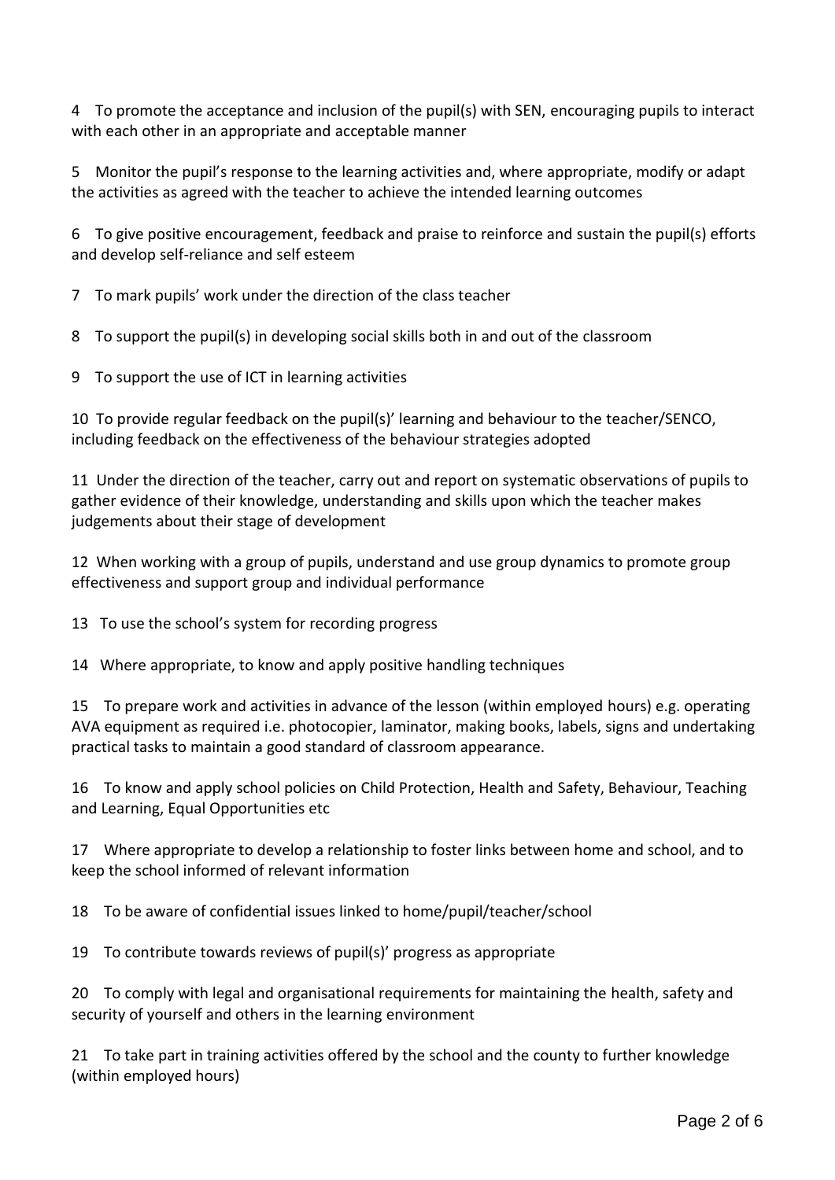4 To promote the acceptance and inclusion of the pupil(s) with SEN, encouraging pupils to interact with each other in an appropriate and acceptable manner

5 Monitor the pupil's response to the learning activities and, where appropriate, modify or adapt the activities as agreed with the teacher to achieve the intended learning outcomes

6 To give positive encouragement, feedback and praise to reinforce and sustain the pupil(s) efforts and develop self-reliance and self esteem

7 To mark pupils' work under the direction of the class teacher

8 To support the pupil(s) in developing social skills both in and out of the classroom

9 To support the use of ICT in learning activities

10 To provide regular feedback on the pupil(s)' learning and behaviour to the teacher/SENCO, including feedback on the effectiveness of the behaviour strategies adopted

11 Under the direction of the teacher, carry out and report on systematic observations of pupils to gather evidence of their knowledge, understanding and skills upon which the teacher makes judgements about their stage of development

12 When working with a group of pupils, understand and use group dynamics to promote group effectiveness and support group and individual performance

13 To use the school's system for recording progress

14 Where appropriate, to know and apply positive handling techniques

15 To prepare work and activities in advance of the lesson (within employed hours) e.g. operating AVA equipment as required i.e. photocopier, laminator, making books, labels, signs and undertaking practical tasks to maintain a good standard of classroom appearance.

16 To know and apply school policies on Child Protection, Health and Safety, Behaviour, Teaching and Learning, Equal Opportunities etc

17 Where appropriate to develop a relationship to foster links between home and school, and to keep the school informed of relevant information

18 To be aware of confidential issues linked to home/pupil/teacher/school

19 To contribute towards reviews of pupil(s)' progress as appropriate

20 To comply with legal and organisational requirements for maintaining the health, safety and security of yourself and others in the learning environment

21 To take part in training activities offered by the school and the county to further knowledge (within employed hours)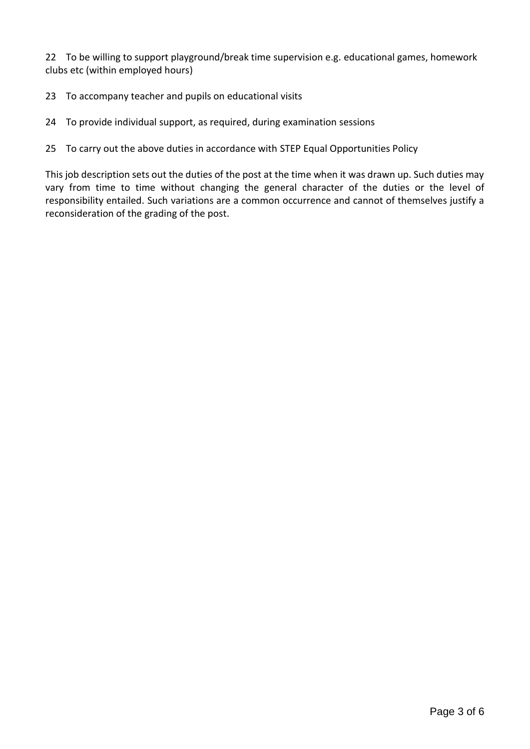22 To be willing to support playground/break time supervision e.g. educational games, homework clubs etc (within employed hours)

23 To accompany teacher and pupils on educational visits

24 To provide individual support, as required, during examination sessions

25 To carry out the above duties in accordance with STEP Equal Opportunities Policy

This job description sets out the duties of the post at the time when it was drawn up. Such duties may vary from time to time without changing the general character of the duties or the level of responsibility entailed. Such variations are a common occurrence and cannot of themselves justify a reconsideration of the grading of the post.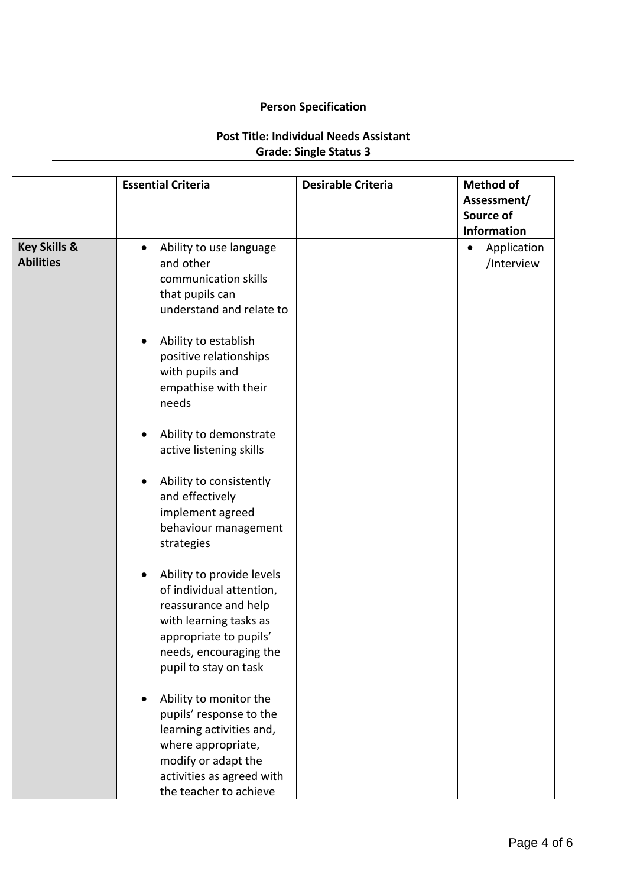**Person Specification**

**Post Title: Individual Needs Assistant**
**Grade: Single Status 3**

---

| | Essential Criteria | Desirable Criteria | Method of Assessment/ Source of Information |
|---|---|---|---|
| **Key Skills & Abilities** | • Ability to use language and other communication skills that pupils can understand and relate to<br><br>• Ability to establish positive relationships with pupils and empathise with their needs<br><br>• Ability to demonstrate active listening skills<br><br>• Ability to consistently and effectively implement agreed behaviour management strategies<br><br>• Ability to provide levels of individual attention, reassurance and help with learning tasks as appropriate to pupils' needs, encouraging the pupil to stay on task<br><br>• Ability to monitor the pupils' response to the learning activities and, where appropriate, modify or adapt the activities as agreed with the teacher to achieve | | • Application /Interview |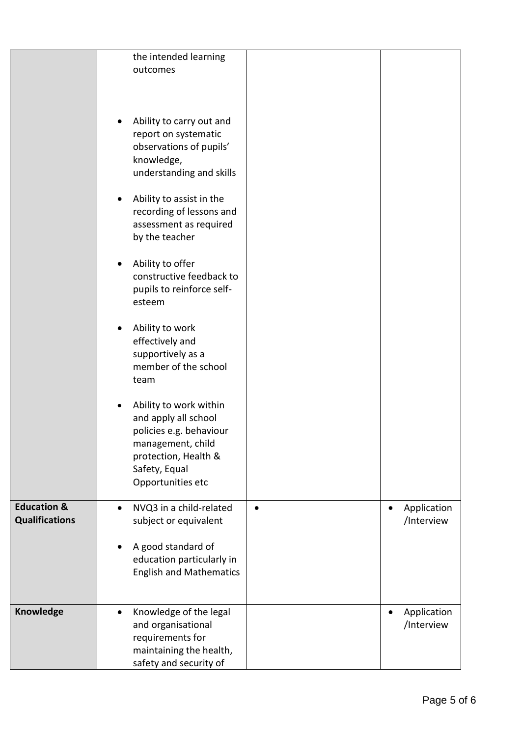| | | | |
|---|---|---|---|
| | the intended learning outcomes<br><br>• Ability to carry out and report on systematic observations of pupils' knowledge, understanding and skills<br><br>• Ability to assist in the recording of lessons and assessment as required by the teacher<br><br>• Ability to offer constructive feedback to pupils to reinforce self-esteem<br><br>• Ability to work effectively and supportively as a member of the school team<br><br>• Ability to work within and apply all school policies e.g. behaviour management, child protection, Health & Safety, Equal Opportunities etc | | |
| **Education & Qualifications** | • NVQ3 in a child-related subject or equivalent<br><br>• A good standard of education particularly in English and Mathematics | • | • Application /Interview |
| **Knowledge** | • Knowledge of the legal and organisational requirements for maintaining the health, safety and security of | | • Application /Interview |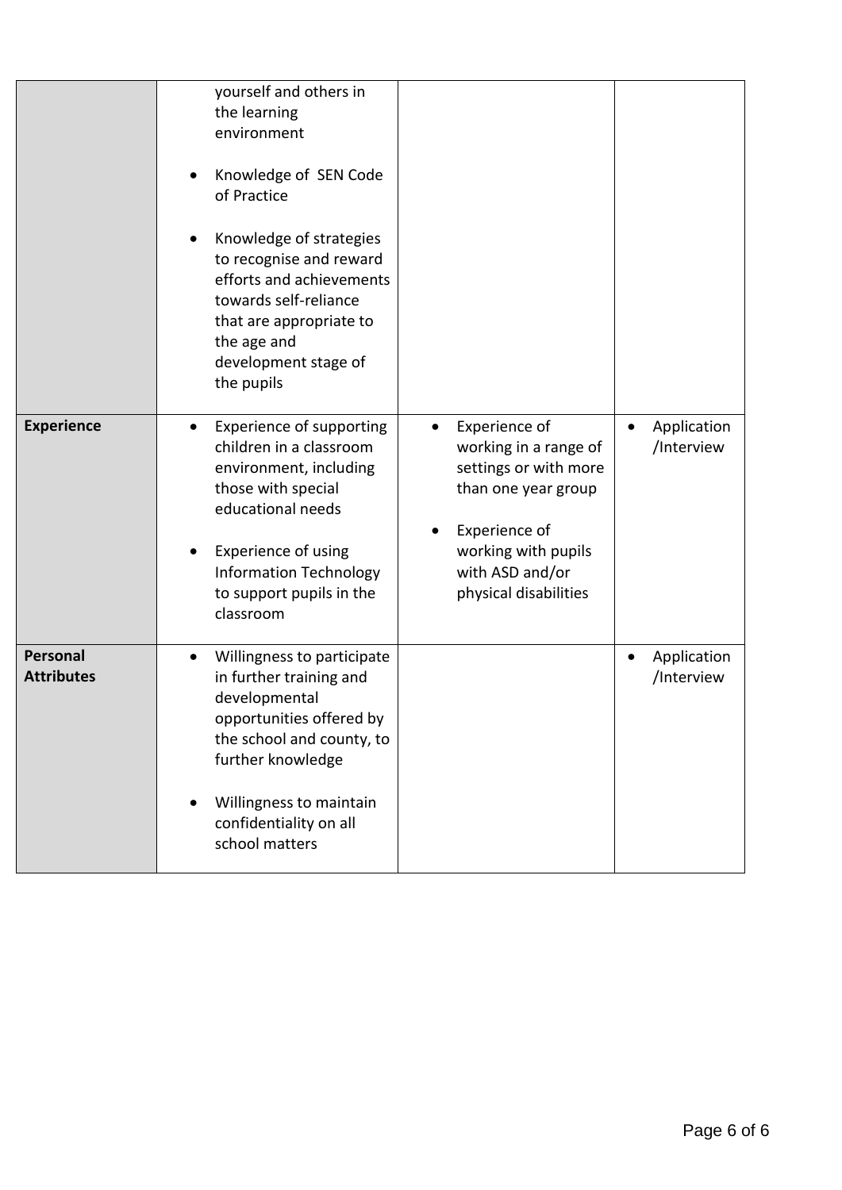| | | | |
|---|---|---|---|
| | yourself and others in the learning environment<br><br>• Knowledge of SEN Code of Practice<br><br>• Knowledge of strategies to recognise and reward efforts and achievements towards self-reliance that are appropriate to the age and development stage of the pupils | | |
| **Experience** | • Experience of supporting children in a classroom environment, including those with special educational needs<br><br>• Experience of using Information Technology to support pupils in the classroom | • Experience of working in a range of settings or with more than one year group<br><br>• Experience of working with pupils with ASD and/or physical disabilities | • Application /Interview |
| **Personal Attributes** | • Willingness to participate in further training and developmental opportunities offered by the school and county, to further knowledge<br><br>• Willingness to maintain confidentiality on all school matters | | • Application /Interview |